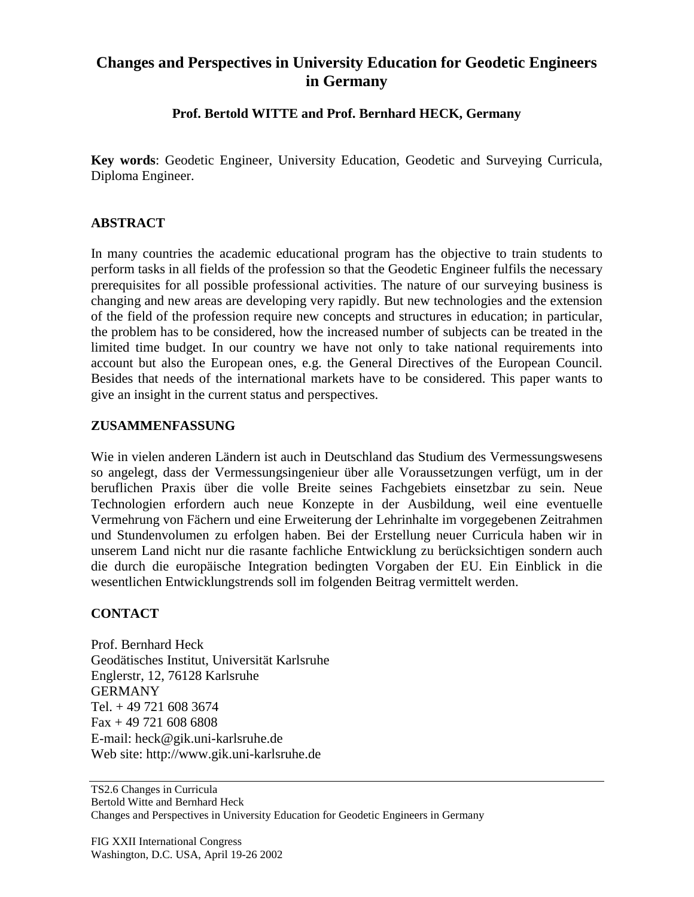# Changes and Perspectives in University Education for Geodetic Engineers in Germany

**Prof. Bertold WITTE and Prof. Bernhard HECK, Germany**

**Key words**: Geodetic Engineer, University Education, Geodetic and Surveying Curricula, Diploma Engineer.

## ABSTRACT

In many countries the academic educational program has the objective to train students to perform tasks in all fields of the profession so that the Geodetic Engineer fulfils the necessary prerequisites for all possible professional activities. The nature of our surveying business is changing and new areas are developing very rapidly. But new technologies and the extension of the field of the profession require new concepts and structures in education; in particular, the problem has to be considered, how the increased number of subjects can be treated in the limited time budget. In our country we have not only to take national requirements into account but also the European ones, e.g. the General Directives of the European Council. Besides that needs of the international markets have to be considered. This paper wants to give an insight in the current status and perspectives.

## ZUSAMMENFASSUNG

Wie in vielen anderen Ländern ist auch in Deutschland das Studium des Vermessungswesens so angelegt, dass der Vermessungsingenieur über alle Voraussetzungen verfügt, um in der beruflichen Praxis über die volle Breite seines Fachgebiets einsetzbar zu sein. Neue Technologien erfordern auch neue Konzepte in der Ausbildung, weil eine eventuelle Vermehrung von Fächern und eine Erweiterung der Lehrinhalte im vorgegebenen Zeitrahmen und Stundenvolumen zu erfolgen haben. Bei der Erstellung neuer Curricula haben wir in unserem Land nicht nur die rasante fachliche Entwicklung zu berücksichtigen sondern auch die durch die europäische Integration bedingten Vorgaben der EU. Ein Einblick in die wesentlichen Entwicklungstrends soll im folgenden Beitrag vermittelt werden.

## CONTACT

Prof. Bernhard Heck
Geodätisches Institut, Universität Karlsruhe
Englerstr, 12, 76128 Karlsruhe
GERMANY
Tel. + 49 721 608 3674
Fax + 49 721 608 6808
E-mail: heck@gik.uni-karlsruhe.de
Web site: http://www.gik.uni-karlsruhe.de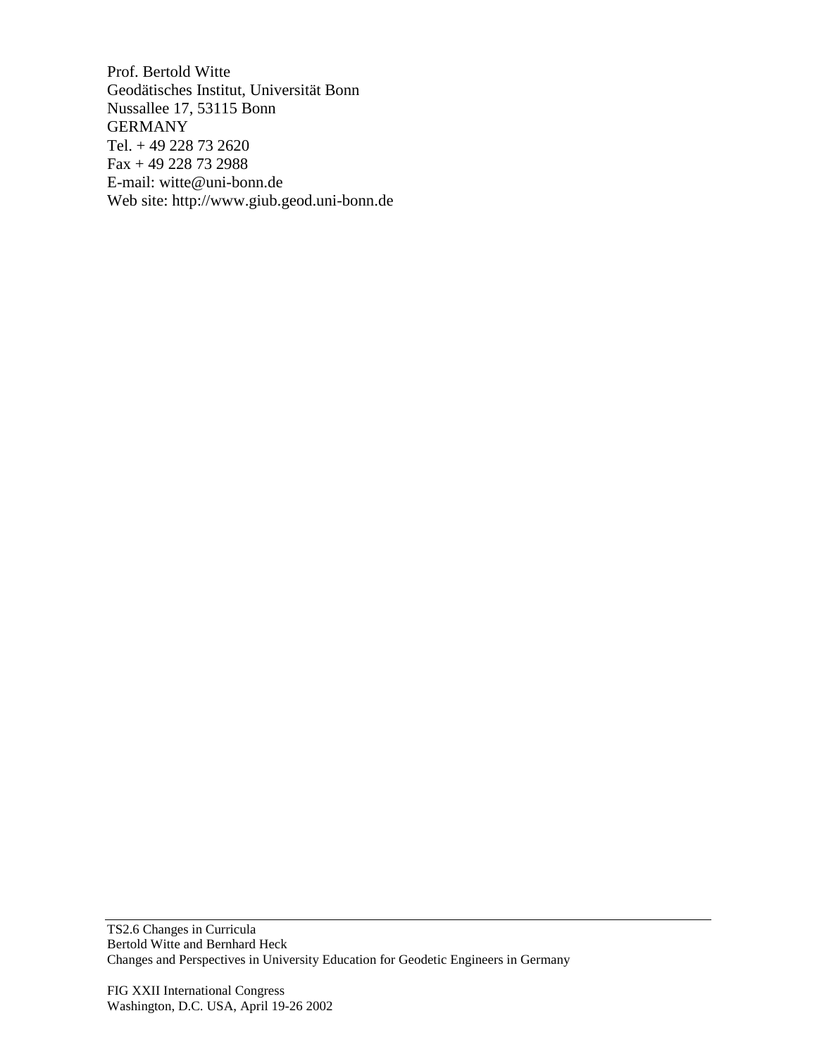Prof. Bertold Witte
Geodätisches Institut, Universität Bonn
Nussallee 17, 53115 Bonn
GERMANY
Tel. + 49 228 73 2620
Fax + 49 228 73 2988
E-mail: witte@uni-bonn.de
Web site: http://www.giub.geod.uni-bonn.de